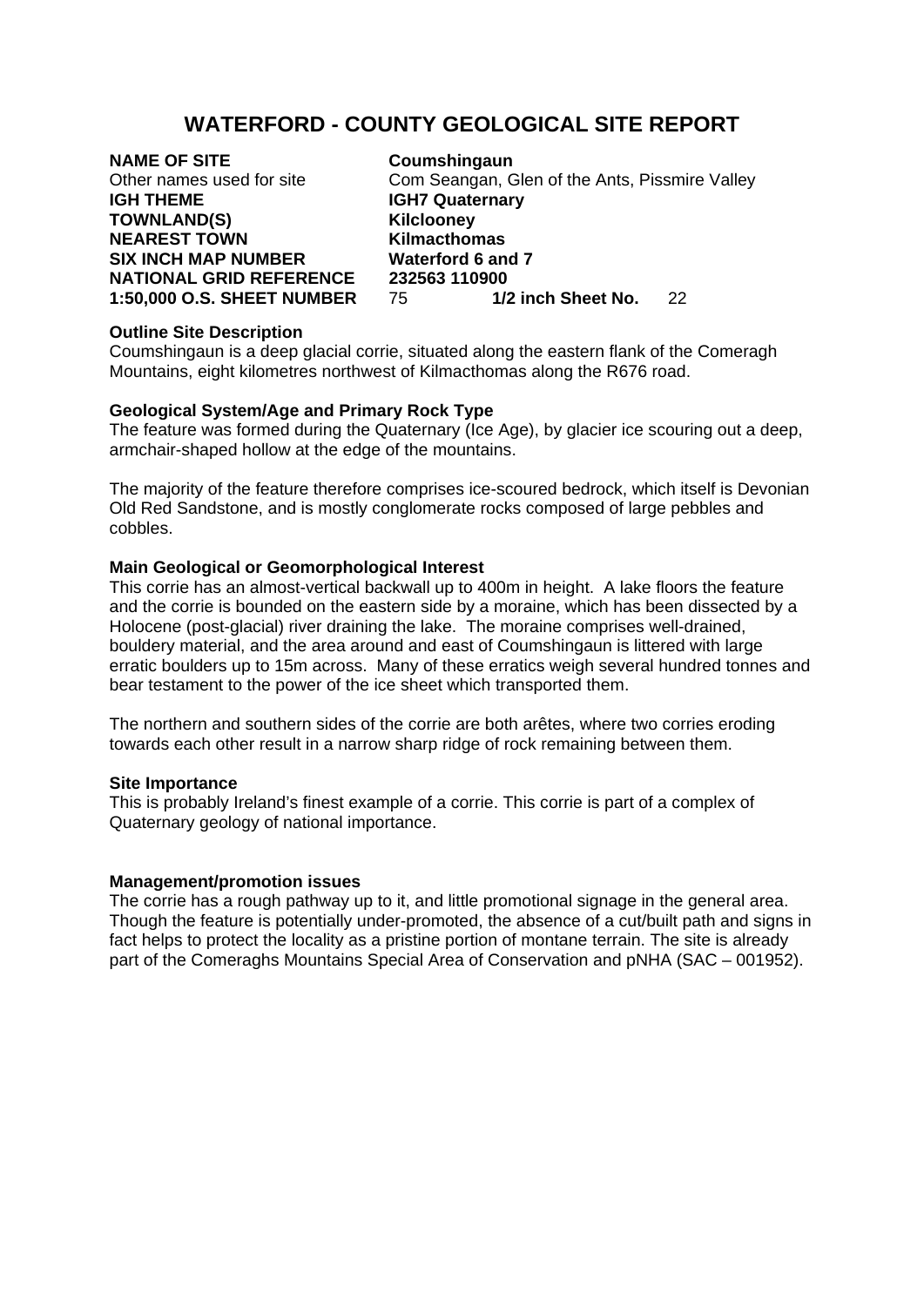# WATERFORD - COUNTY GEOLOGICAL SITE REPORT

**NAME OF SITE** **Coumshingaun**
Other names used for site Com Seangan, Glen of the Ants, Pissmire Valley
**IGH THEME** **IGH7 Quaternary**
**TOWNLAND(S)** **Kilclooney**
**NEAREST TOWN** **Kilmacthomas**
**SIX INCH MAP NUMBER** **Waterford 6 and 7**
**NATIONAL GRID REFERENCE** **232563 110900**
**1:50,000 O.S. SHEET NUMBER** 75 **1/2 inch Sheet No.** 22

**Outline Site Description**
Coumshingaun is a deep glacial corrie, situated along the eastern flank of the Comeragh Mountains, eight kilometres northwest of Kilmacthomas along the R676 road.

**Geological System/Age and Primary Rock Type**
The feature was formed during the Quaternary (Ice Age), by glacier ice scouring out a deep, armchair-shaped hollow at the edge of the mountains.

The majority of the feature therefore comprises ice-scoured bedrock, which itself is Devonian Old Red Sandstone, and is mostly conglomerate rocks composed of large pebbles and cobbles.

**Main Geological or Geomorphological Interest**
This corrie has an almost-vertical backwall up to 400m in height. A lake floors the feature and the corrie is bounded on the eastern side by a moraine, which has been dissected by a Holocene (post-glacial) river draining the lake. The moraine comprises well-drained, bouldery material, and the area around and east of Coumshingaun is littered with large erratic boulders up to 15m across. Many of these erratics weigh several hundred tonnes and bear testament to the power of the ice sheet which transported them.

The northern and southern sides of the corrie are both arêtes, where two corries eroding towards each other result in a narrow sharp ridge of rock remaining between them.

**Site Importance**
This is probably Ireland's finest example of a corrie. This corrie is part of a complex of Quaternary geology of national importance.

**Management/promotion issues**
The corrie has a rough pathway up to it, and little promotional signage in the general area. Though the feature is potentially under-promoted, the absence of a cut/built path and signs in fact helps to protect the locality as a pristine portion of montane terrain. The site is already part of the Comeraghs Mountains Special Area of Conservation and pNHA (SAC – 001952).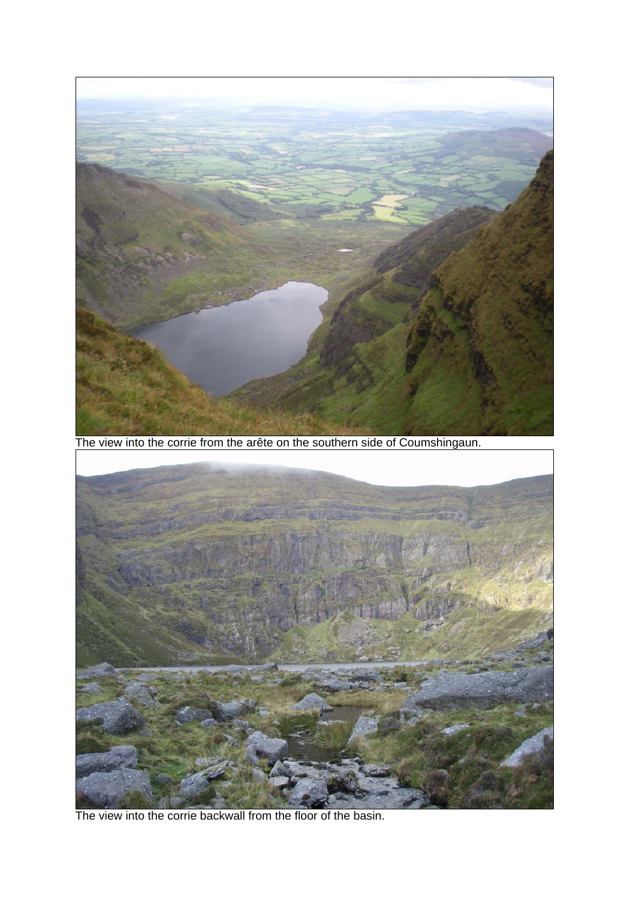The view into the corrie from the arête on the southern side of Coumshingaun.

The view into the corrie backwall from the floor of the basin.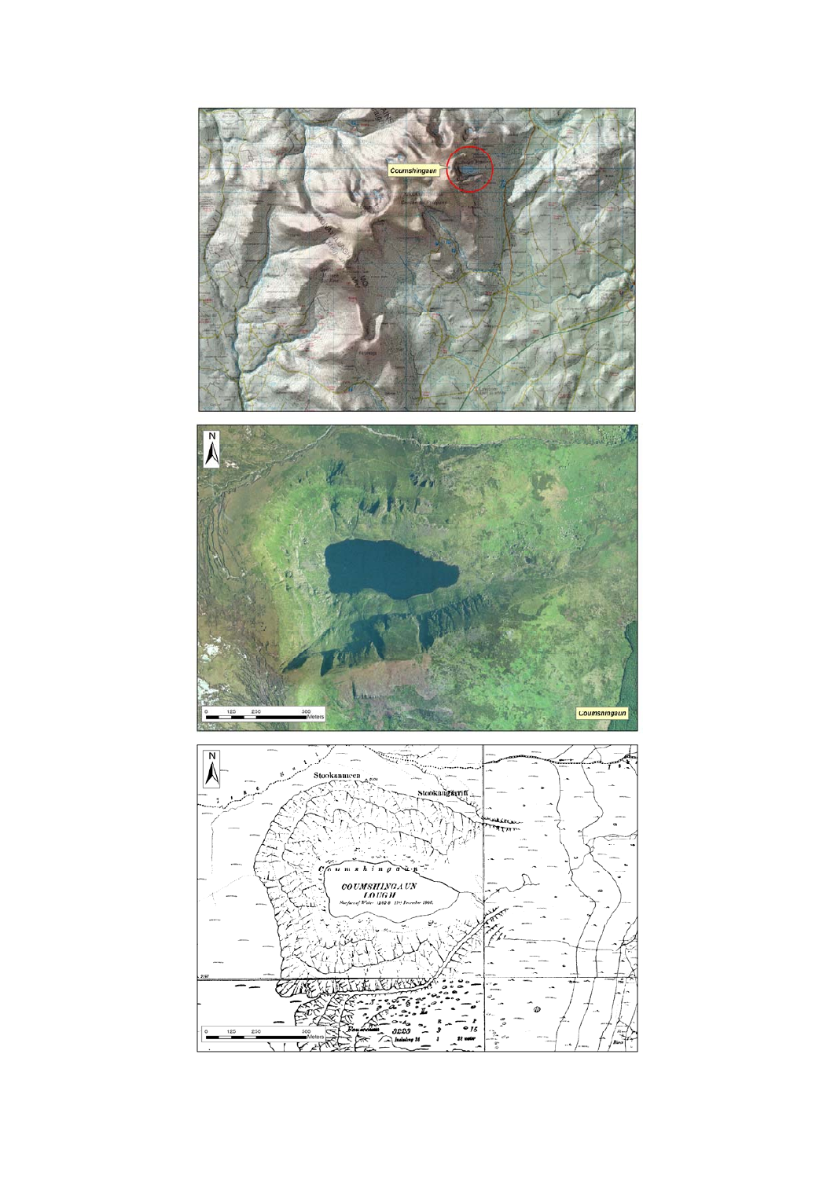Coumshingaun

N

0 125 250 500 Meters

Coumshingaun

N

Stookanmeen

Stookangarriff

Coumshingaun

COUMSHINGAUN LOUGH

0 125 250 500 Meters